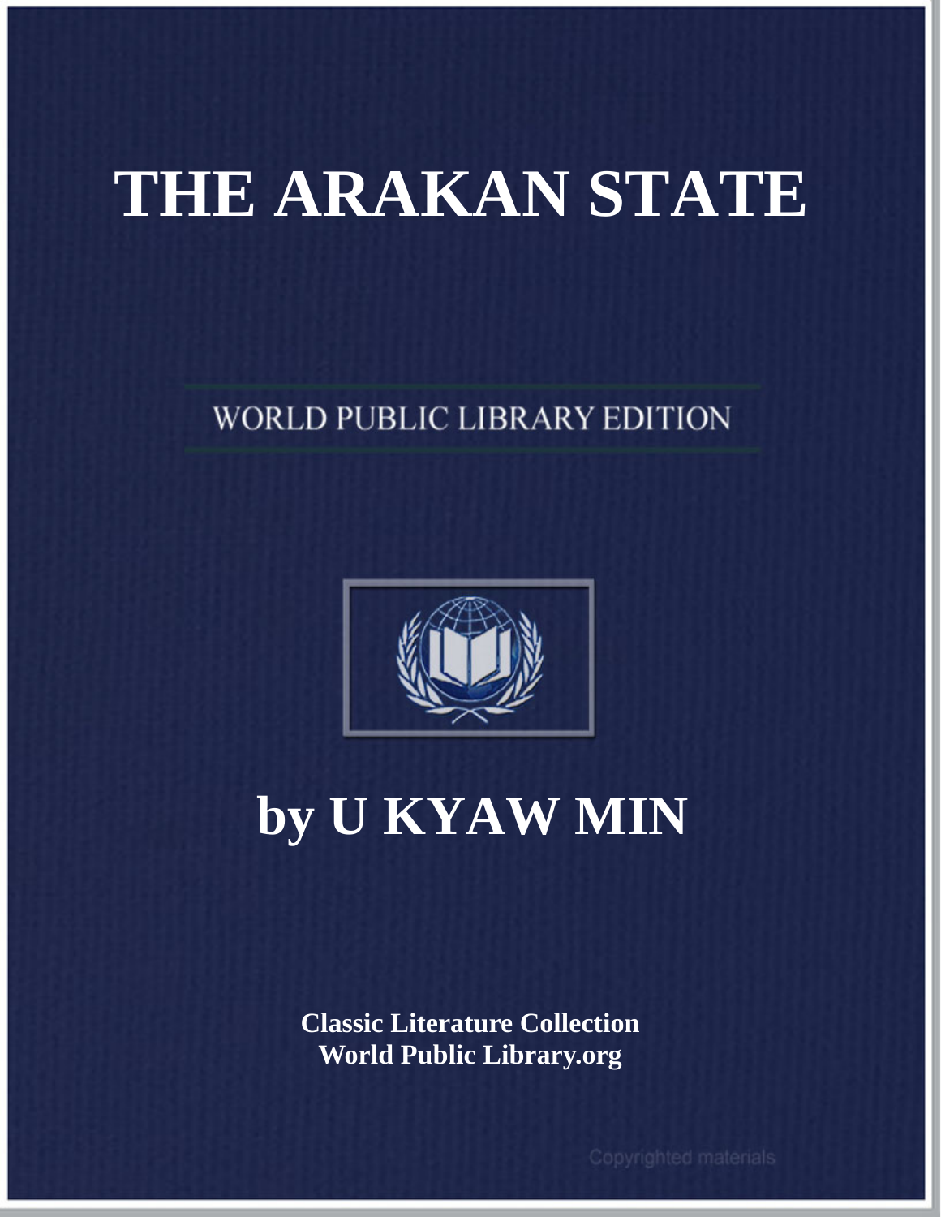# THE ARAKAN STATE

WORLD PUBLIC LIBRARY EDITION

## by U KYAW MIN

**Classic Literature Collection**
**World Public Library.org**

Copyrighted materials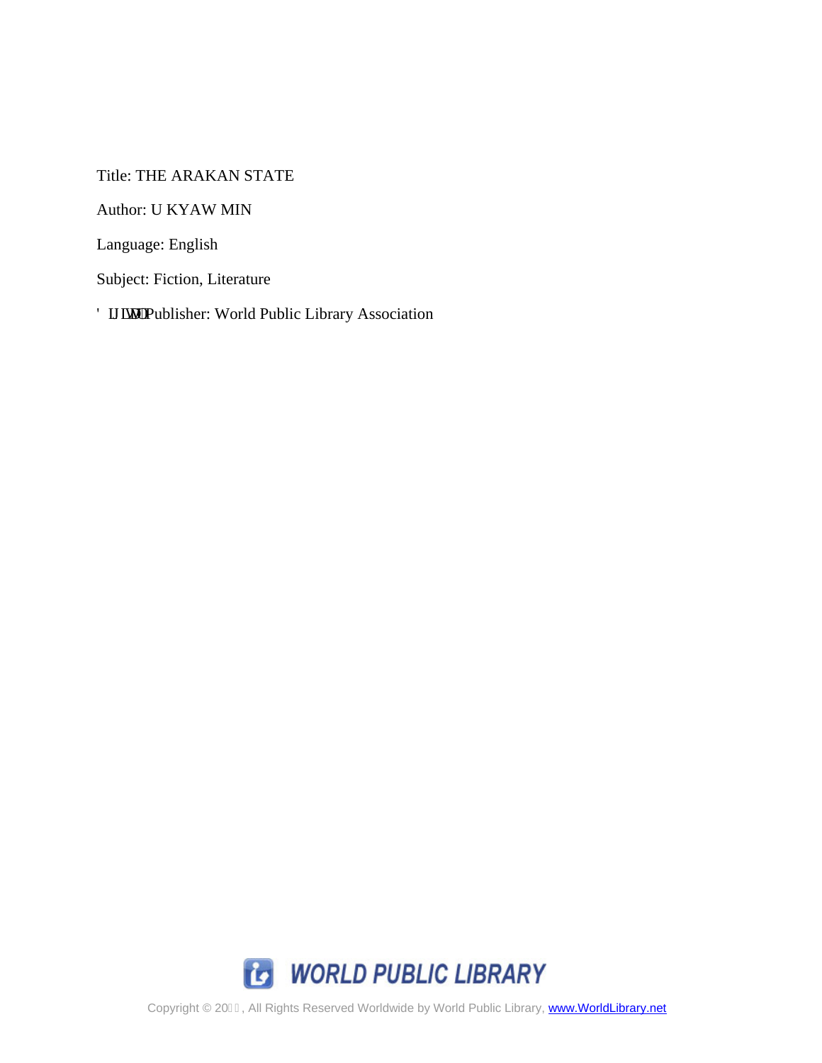Title: THE ARAKAN STATE

Author: U KYAW MIN

Language: English

Subject: Fiction, Literature

' IJ LWDO Publisher: World Public Library Association

WORLD PUBLIC LIBRARY

Copyright © 20 , All Rights Reserved Worldwide by World Public Library, www.WorldLibrary.net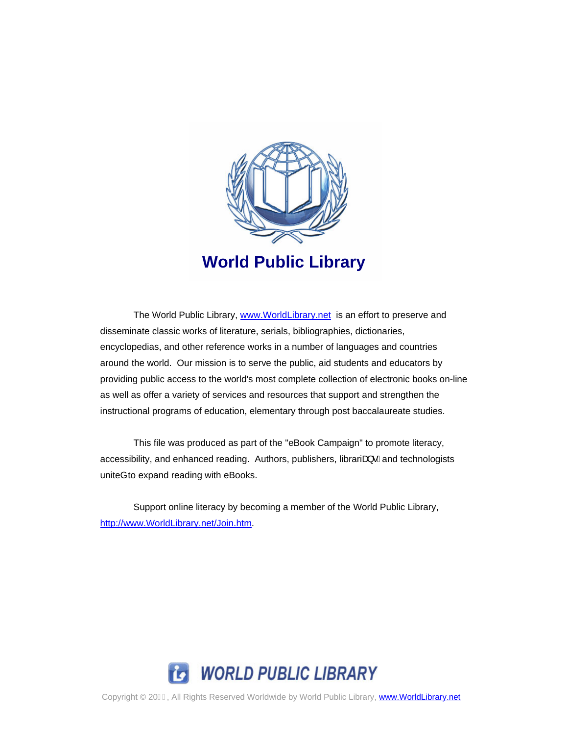# World Public Library

The World Public Library, [www.WorldLibrary.net](http://www.WorldLibrary.net) is an effort to preserve and disseminate classic works of literature, serials, bibliographies, dictionaries, encyclopedias, and other reference works in a number of languages and countries around the world. Our mission is to serve the public, aid students and educators by providing public access to the world's most complete collection of electronic books on-line as well as offer a variety of services and resources that support and strengthen the instructional programs of education, elementary through post baccalaureate studies.

This file was produced as part of the "eBook Campaign" to promote literacy, accessibility, and enhanced reading. Authors, publishers, librarians, and technologists united to expand reading with eBooks.

Support online literacy by becoming a member of the World Public Library, [http://www.WorldLibrary.net/Join.htm](http://www.WorldLibrary.net/Join.htm).

WORLD PUBLIC LIBRARY

Copyright © 20, All Rights Reserved Worldwide by World Public Library, [www.WorldLibrary.net](http://www.WorldLibrary.net)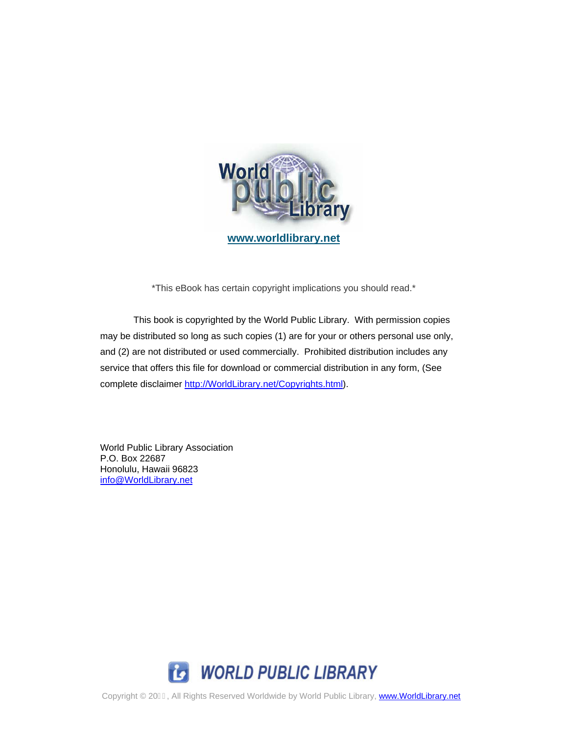www.worldlibrary.net

*This eBook has certain copyright implications you should read.*

This book is copyrighted by the World Public Library. With permission copies may be distributed so long as such copies (1) are for your or others personal use only, and (2) are not distributed or used commercially. Prohibited distribution includes any service that offers this file for download or commercial distribution in any form, (See complete disclaimer http://WorldLibrary.net/Copyrights.html).

World Public Library Association  
P.O. Box 22687  
Honolulu, Hawaii 96823  
info@WorldLibrary.net

WORLD PUBLIC LIBRARY

Copyright © 20, All Rights Reserved Worldwide by World Public Library, www.WorldLibrary.net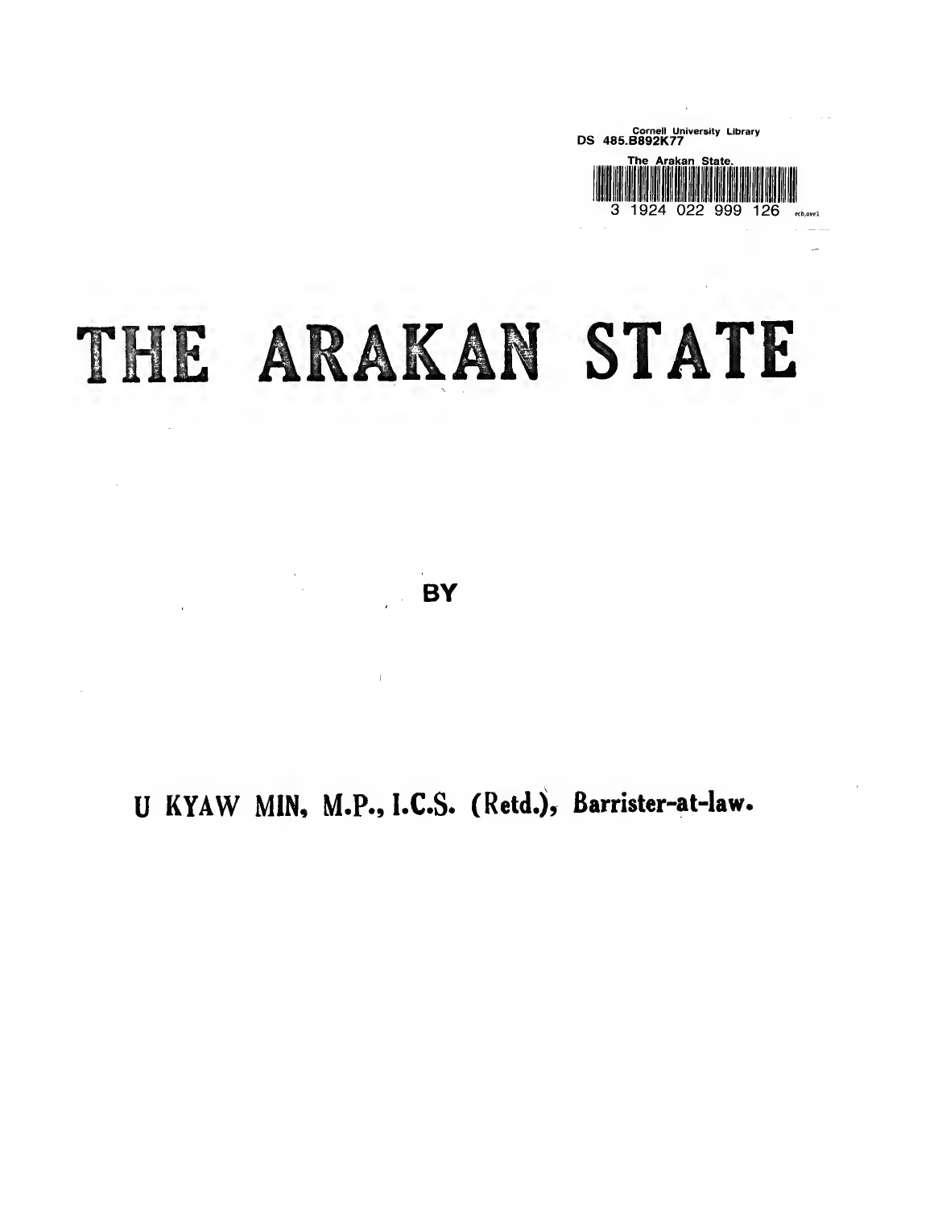# THE ARAKAN STATE

BY

U KYAW MIN, M.P., I.C.S. (Retd.), Barrister-at-law.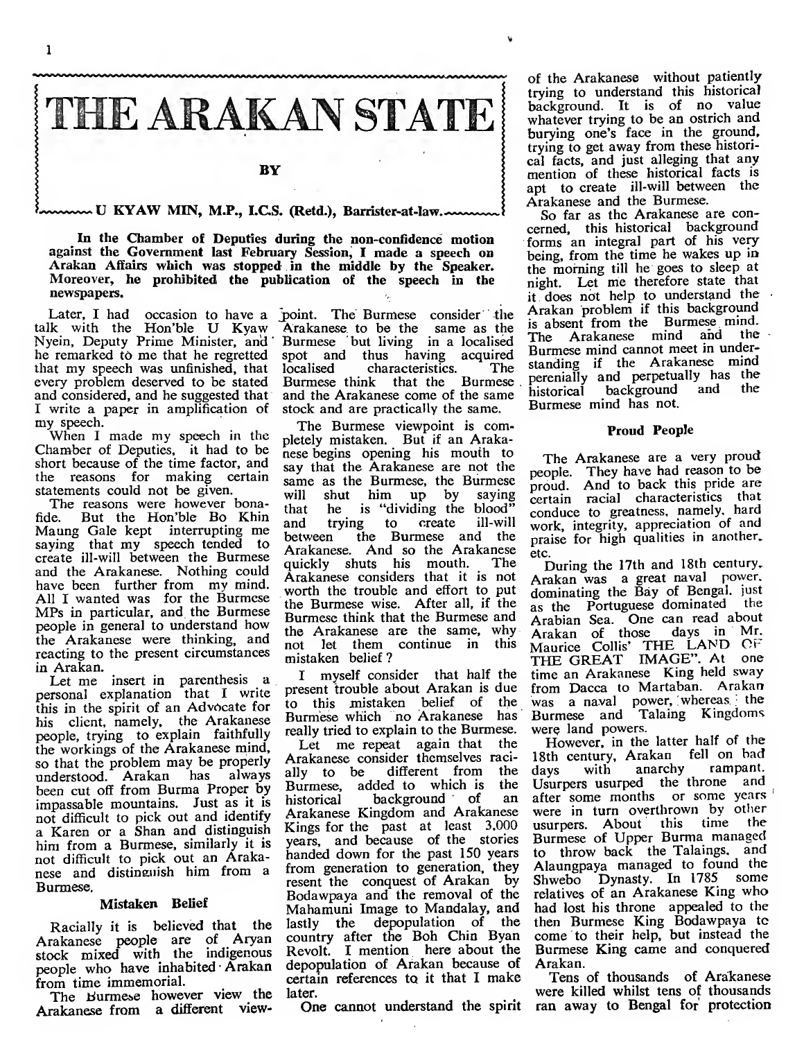# THE ARAKAN STATE

BY

U KYAW MIN, M.P., I.C.S. (Retd.), Barrister-at-law.

**In the Chamber of Deputies during the non-confidence motion against the Government last February Session, I made a speech on Arakan Affairs which was stopped in the middle by the Speaker. Moreover, he prohibited the publication of the speech in the newspapers.**

Later, I had occasion to have a talk with the Hon'ble U Kyaw Nyein, Deputy Prime Minister, and he remarked to me that he regretted that my speech was unfinished, that every problem deserved to be stated and considered, and he suggested that I write a paper in amplification of my speech.

When I made my speech in the Chamber of Deputies, it had to be short because of the time factor, and the reasons for making certain statements could not be given.

The reasons were however bona-fide. But the Hon'ble Bo Khin Maung Gale kept interrupting me saying that my speech tended to create ill-will between the Burmese and the Arakanese. Nothing could have been further from my mind. All I wanted was for the Burmese MPs in particular, and the Burmese people in general to understand how the Arakanese were thinking, and reacting to the present circumstances in Arakan.

Let me insert in parenthesis a personal explanation that I write this in the spirit of an Advocate for his client, namely, the Arakanese people, trying to explain faithfully the workings of the Arakanese mind, so that the problem may be properly understood. Arakan has always been cut off from Burma Proper by impassable mountains. Just as it is not difficult to pick out and identify a Karen or a Shan and distinguish him from a Burmese, similarly it is not difficult to pick out an Arakanese and distinguish him from a Burmese.

## Mistaken Belief

Racially it is believed that the Arakanese people are of Aryan stock mixed with the indigenous people who have inhabited Arakan from time immemorial.

The Burmese however view the Arakanese from a different view-point. The Burmese consider the Arakanese to be the same as the Burmese but living in a localised spot and thus having acquired localised characteristics. The Burmese think that the Burmese and the Arakanese come of the same stock and are practically the same.

The Burmese viewpoint is completely mistaken. But if an Arakanese begins opening his mouth to say that the Arakanese are not the same as the Burmese, the Burmese will shut him up by saying that he is "dividing the blood" and trying to create ill-will between the Burmese and the Arakanese. And so the Arakanese quickly shuts his mouth. The Arakanese considers that it is not worth the trouble and effort to put the Burmese wise. After all, if the Burmese think that the Burmese and the Arakanese are the same, why not let them continue in this mistaken belief?

I myself consider that half the present trouble about Arakan is due to this mistaken belief of the Burmese which no Arakanese has really tried to explain to the Burmese.

Let me repeat again that the Arakanese consider themselves racially to be different from the Burmese, added to which is the historical background of an Arakanese Kingdom and Arakanese Kings for the past at least 3,000 years, and because of the stories handed down for the past 150 years from generation to generation, they resent the conquest of Arakan by Bodawpaya and the removal of the Mahamuni Image to Mandalay, and lastly the depopulation of the country after the Boh Chin Byan Revolt. I mention here about the depopulation of Arakan because of certain references to it that I make later.

One cannot understand the spirit of the Arakanese without patiently trying to understand this historical background. It is of no value whatever trying to be an ostrich and burying one's face in the ground, trying to get away from these historical facts, and just alleging that any mention of these historical facts is apt to create ill-will between the Arakanese and the Burmese.

So far as the Arakanese are concerned, this historical background forms an integral part of his very being, from the time he wakes up in the morning till he goes to sleep at night. Let me therefore state that it does not help to understand the Arakan problem if this background is absent from the Burmese mind. The Arakanese mind and the Burmese mind cannot meet in understanding if the Arakanese mind perenially and perpetually has the historical background and the Burmese mind has not.

## Proud People

The Arakanese are a very proud people. They have had reason to be proud. And to back this pride are certain racial characteristics that conduce to greatness, namely, hard work, integrity, appreciation of and praise for high qualities in another, etc.

During the 17th and 18th century, Arakan was a great naval power, dominating the Bay of Bengal, just as the Portuguese dominated the Arabian Sea. One can read about Arakan of those days in Mr. Maurice Collis' THE LAND OF THE GREAT IMAGE". At one time an Arakanese King held sway from Dacca to Martaban. Arakan was a naval power, whereas the Burmese and Talaing Kingdoms were land powers.

However, in the latter half of the 18th century, Arakan fell on bad days with anarchy rampant. Usurpers usurped the throne and after some months or some years were in turn overthrown by other usurpers. About this time the Burmese of Upper Burma managed to throw back the Talaings, and Alaungpaya managed to found the Shwebo Dynasty. In 1785 some relatives of an Arakanese King who had lost his throne appealed to the then Burmese King Bodawpaya to come to their help, but instead the Burmese King came and conquered Arakan.

Tens of thousands of Arakanese were killed whilst tens of thousands ran away to Bengal for protection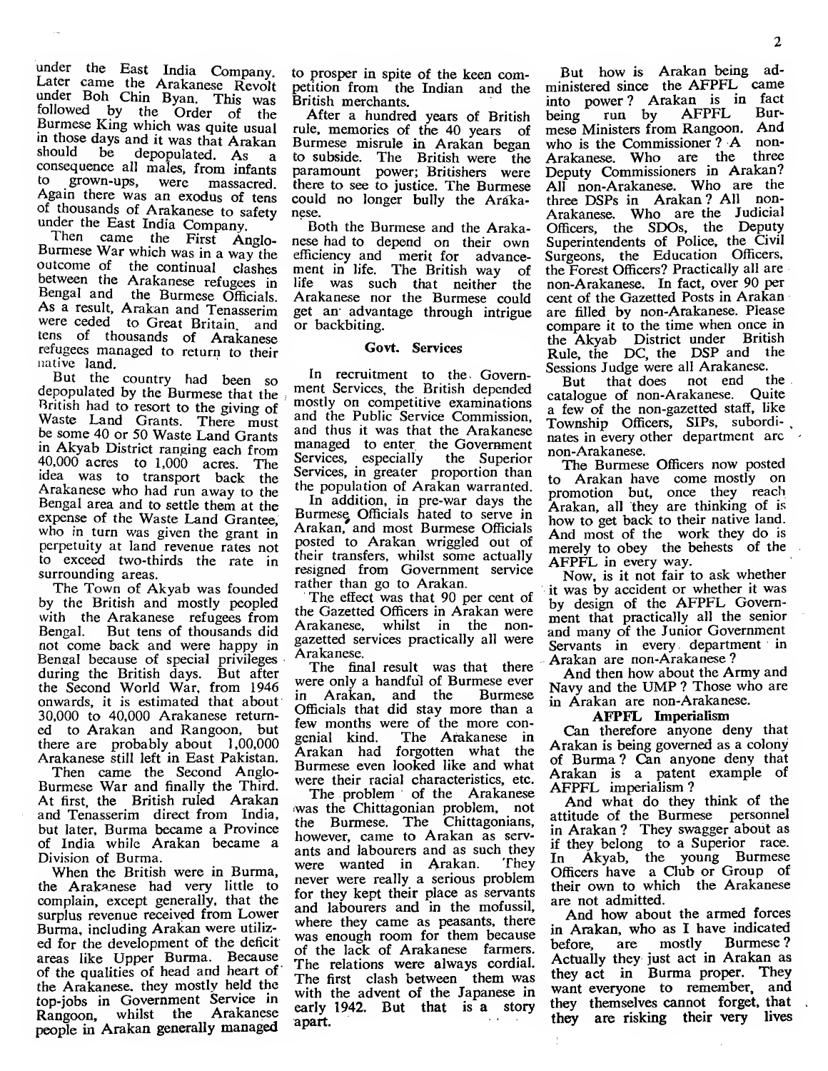under the East India Company. Later came the Arakanese Revolt under Boh Chin Byan. This was followed by the Order of the Burmese King which was quite usual in those days and it was that Arakan should be depopulated. As a consequence all males, from infants to grown-ups, were massacred. Again there was an exodus of tens of thousands of Arakanese to safety under the East India Company.

Then came the First Anglo-Burmese War which was in a way the outcome of the continual clashes between the Arakanese refugees in Bengal and the Burmese Officials. As a result, Arakan and Tenasserim were ceded to Great Britain, and tens of thousands of Arakanese refugees managed to return to their native land.

But the country had been so depopulated by the Burmese that the British had to resort to the giving of Waste Land Grants. There must be some 40 or 50 Waste Land Grants in Akyab District ranging each from 40,000 acres to 1,000 acres. The idea was to transport back the Arakanese who had run away to the Bengal area and to settle them at the expense of the Waste Land Grantee, who in turn was given the grant in perpetuity at land revenue rates not to exceed two-thirds the rate in surrounding areas.

The Town of Akyab was founded by the British and mostly peopled with the Arakanese refugees from Bengal. But tens of thousands did not come back and were happy in Bengal because of special privileges during the British days. But after the Second World War, from 1946 onwards, it is estimated that about 30,000 to 40,000 Arakanese returned to Arakan and Rangoon, but there are probably about 1,00,000 Arakanese still left in East Pakistan.

Then came the Second Anglo-Burmese War and finally the Third. At first, the British ruled Arakan and Tenasserim direct from India, but later, Burma became a Province of India while Arakan became a Division of Burma.

When the British were in Burma, the Arakanese had very little to complain, except generally, that the surplus revenue received from Lower Burma, including Arakan were utilized for the development of the deficit areas like Upper Burma. Because of the qualities of head and heart of the Arakanese, they mostly held the top-jobs in Government Service in Rangoon, whilst the Arakanese people in Arakan generally managed to prosper in spite of the keen competition from the Indian and the British merchants.

After a hundred years of British rule, memories of the 40 years of Burmese misrule in Arakan began to subside. The British were the paramount power; Britishers were there to see to justice. The Burmese could no longer bully the Arakanese.

Both the Burmese and the Arakanese had to depend on their own efficiency and merit for advancement in life. The British way of life was such that neither the Arakanese nor the Burmese could get an advantage through intrigue or backbiting.

### Govt. Services

In recruitment to the Government Services, the British depended mostly on competitive examinations and the Public Service Commission, and thus it was that the Arakanese managed to enter the Government Services, especially the Superior Services, in greater proportion than the population of Arakan warranted.

In addition, in pre-war days the Burmese Officials hated to serve in Arakan, and most Burmese Officials posted to Arakan wriggled out of their transfers, whilst some actually resigned from Government service rather than go to Arakan.

The effect was that 90 per cent of the Gazetted Officers in Arakan were Arakanese, whilst in the non-gazetted services practically all were Arakanese.

The final result was that there were only a handful of Burmese ever in Arakan, and the Burmese Officials that did stay more than a few months were of the more congenial kind. The Arakanese in Arakan had forgotten what the Burmese even looked like and what were their racial characteristics, etc.

The problem of the Arakanese was the Chittagonian problem, not the Burmese. The Chittagonians, however, came to Arakan as servants and labourers and as such they were wanted in Arakan. They never were really a serious problem for they kept their place as servants and labourers and in the mofussil, where they came as peasants, there was enough room for them because of the lack of Arakanese farmers. The relations were always cordial. The first clash between them was with the advent of the Japanese in early 1942. But that is a story apart.

But how is Arakan being administered since the AFPFL came into power? Arakan is in fact being run by AFPFL Burmese Ministers from Rangoon. And who is the Commissioner? A non-Arakanese. Who are the three Deputy Commissioners in Arakan? All non-Arakanese. Who are the three DSPs in Arakan? All non-Arakanese. Who are the Judicial Officers, the SDOs, the Deputy Superintendents of Police, the Civil Surgeons, the Education Officers, the Forest Officers? Practically all are non-Arakanese. In fact, over 90 per cent of the Gazetted Posts in Arakan are filled by non-Arakanese. Please compare it to the time when once in the Akyab District under British Rule, the DC, the DSP and the Sessions Judge were all Arakanese.

But that does not end the catalogue of non-Arakanese. Quite a few of the non-gazetted staff, like Township Officers, SIPs, subordinates in every other department are non-Arakanese.

The Burmese Officers now posted to Arakan have come mostly on promotion but, once they reach Arakan, all they are thinking of is how to get back to their native land. And most of the work they do is merely to obey the behests of the AFPFL in every way.

Now, is it not fair to ask whether it was by accident or whether it was by design of the AFPFL Government that practically all the senior and many of the Junior Government Servants in every department in Arakan are non-Arakanese?

And then how about the Army and Navy and the UMP? Those who are in Arakan are non-Arakanese.

### AFPFL Imperialism

Can therefore anyone deny that Arakan is being governed as a colony of Burma? Can anyone deny that Arakan is a patent example of AFPFL imperialism?

And what do they think of the attitude of the Burmese personnel in Arakan? They swagger about as if they belong to a Superior race. In Akyab, the young Burmese Officers have a Club or Group of their own to which the Arakanese are not admitted.

And how about the armed forces in Arakan, who as I have indicated before, are mostly Burmese? Actually they just act in Arakan as they act in Burma proper. They want everyone to remember, and they themselves cannot forget, that they are risking their very lives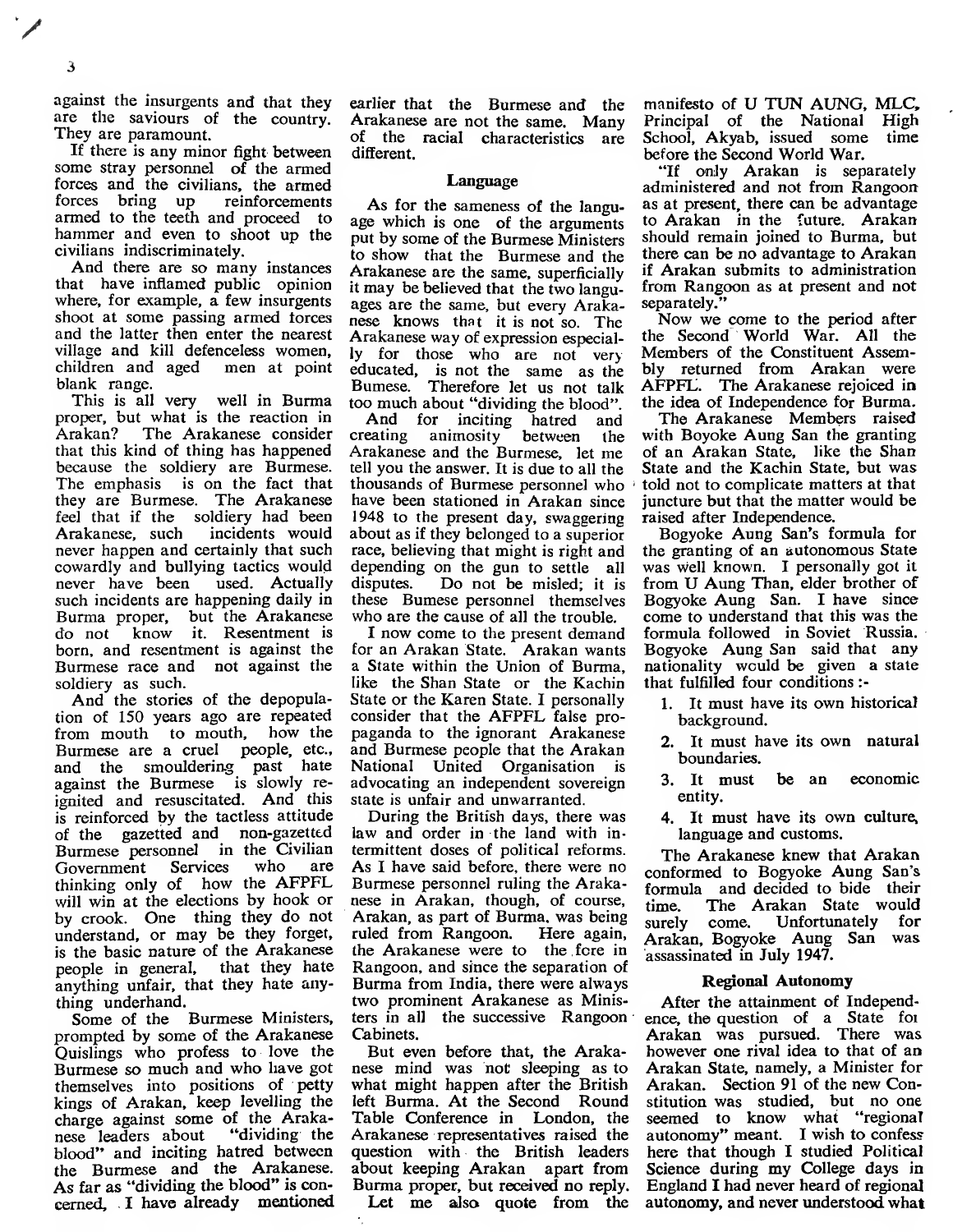against the insurgents and that they are the saviours of the country. They are paramount.

If there is any minor fight between some stray personnel of the armed forces and the civilians, the armed forces bring up reinforcements armed to the teeth and proceed to hammer and even to shoot up the civilians indiscriminately.

And there are so many instances that have inflamed public opinion where, for example, a few insurgents shoot at some passing armed forces and the latter then enter the nearest village and kill defenceless women, children and aged men at point blank range.

This is all very well in Burma proper, but what is the reaction in Arakan? The Arakanese consider that this kind of thing has happened because the soldiery are Burmese. The emphasis is on the fact that they are Burmese. The Arakanese feel that if the soldiery had been Arakanese, such incidents would never happen and certainly that such cowardly and bullying tactics would never have been used. Actually such incidents are happening daily in Burma proper, but the Arakanese do not know it. Resentment is born, and resentment is against the Burmese race and not against the soldiery as such.

And the stories of the depopulation of 150 years ago are repeated from mouth to mouth, how the Burmese are a cruel people, etc., and the smouldering past hate against the Burmese is slowly reignited and resuscitated. And this is reinforced by the tactless attitude of the gazetted and non-gazetted Burmese personnel in the Civilian Government Services who are thinking only of how the AFPFL will win at the elections by hook or by crook. One thing they do not understand, or may be they forget, is the basic nature of the Arakanese people in general, that they hate anything unfair, that they hate anything underhand.

Some of the Burmese Ministers, prompted by some of the Arakanese Quislings who profess to love the Burmese so much and who have got themselves into positions of petty kings of Arakan, keep levelling the charge against some of the Arakanese leaders about "dividing the blood" and inciting hatred between the Burmese and the Arakanese. As far as "dividing the blood" is concerned, I have already mentioned earlier that the Burmese and the Arakanese are not the same. Many of the racial characteristics are different.

### Language

As for the sameness of the language which is one of the arguments put by some of the Burmese Ministers to show that the Burmese and the Arakanese are the same, superficially it may be believed that the two languages are the same, but every Arakanese knows that it is not so. The Arakanese way of expression especially for those who are not very educated, is not the same as the Bumese. Therefore let us not talk too much about "dividing the blood".

And for inciting hatred and creating animosity between the Arakanese and the Burmese, let me tell you the answer. It is due to all the thousands of Burmese personnel who have been stationed in Arakan since 1948 to the present day, swaggering about as if they belonged to a superior race, believing that might is right and depending on the gun to settle all disputes. Do not be misled; it is these Bumese personnel themselves who are the cause of all the trouble.

I now come to the present demand for an Arakan State. Arakan wants a State within the Union of Burma, like the Shan State or the Kachin State or the Karen State. I personally consider that the AFPFL false propaganda to the ignorant Arakanese and Burmese people that the Arakan National United Organisation is advocating an independent sovereign state is unfair and unwarranted.

During the British days, there was law and order in the land with intermittent doses of political reforms. As I have said before, there were no Burmese personnel ruling the Arakanese in Arakan, though, of course, Arakan, as part of Burma, was being ruled from Rangoon. Here again, the Arakanese were to the fore in Rangoon, and since the separation of Burma from India, there were always two prominent Arakanese as Ministers in all the successive Rangoon Cabinets.

But even before that, the Arakanese mind was not sleeping as to what might happen after the British left Burma. At the Second Round Table Conference in London, the Arakanese representatives raised the question with the British leaders about keeping Arakan apart from Burma proper, but received no reply.

Let me also quote from the manifesto of U TUN AUNG, MLC, Principal of the National High School, Akyab, issued some time before the Second World War.

"If only Arakan is separately administered and not from Rangoon as at present, there can be advantage to Arakan in the future. Arakan should remain joined to Burma, but there can be no advantage to Arakan if Arakan submits to administration from Rangoon as at present and not separately."

Now we come to the period after the Second World War. All the Members of the Constituent Assembly returned from Arakan were AFPFL. The Arakanese rejoiced in the idea of Independence for Burma.

The Arakanese Members raised with Boyoke Aung San the granting of an Arakan State, like the Shan State and the Kachin State, but was told not to complicate matters at that juncture but that the matter would be raised after Independence.

Bogyoke Aung San's formula for the granting of an autonomous State was well known. I personally got it from U Aung Than, elder brother of Bogyoke Aung San. I have since come to understand that this was the formula followed in Soviet Russia. Bogyoke Aung San said that any nationality would be given a state that fulfilled four conditions :-

1. It must have its own historical background.
2. It must have its own natural boundaries.
3. It must be an economic entity.
4. It must have its own culture, language and customs.

The Arakanese knew that Arakan conformed to Bogyoke Aung San's formula and decided to bide their time. The Arakan State would surely come. Unfortunately for Arakan, Bogyoke Aung San was assassinated in July 1947.

### Regional Autonomy

After the attainment of Independence, the question of a State for Arakan was pursued. There was however one rival idea to that of an Arakan State, namely, a Minister for Arakan. Section 91 of the new Constitution was studied, but no one seemed to know what "regional autonomy" meant. I wish to confess here that though I studied Political Science during my College days in England I had never heard of regional autonomy, and never understood what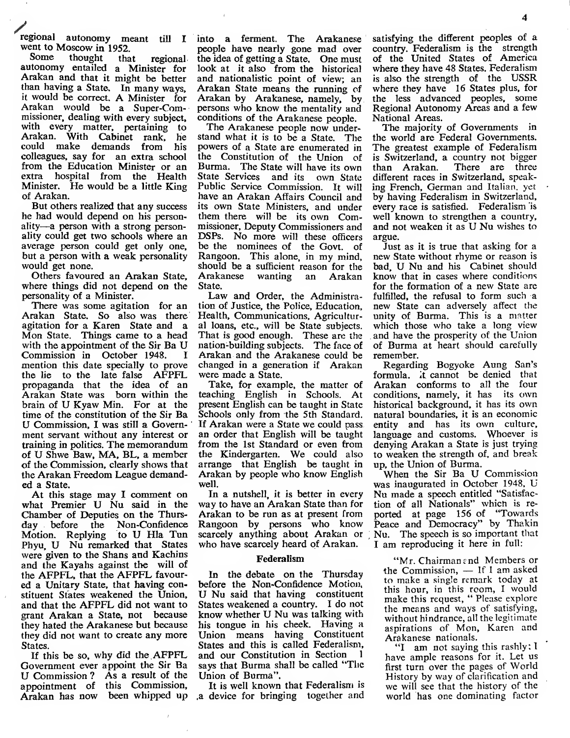regional autonomy meant till I went to Moscow in 1952.

Some thought that regional autonomy entailed a Minister for Arakan and that it might be better than having a State. In many ways, it would be correct. A Minister for Arakan would be a Super-Commissioner, dealing with every subject, with every matter, pertaining to Arakan. With Cabinet rank, he could make demands from his colleagues, say for an extra school from the Education Minister or an extra hospital from the Health Minister. He would be a little King of Arakan.

But others realized that any success he had would depend on his personality—a person with a strong personality could get two schools where an average person could get only one, but a person with a weak personality would get none.

Others favoured an Arakan State, where things did not depend on the personality of a Minister.

There was some agitation for an Arakan State. So also was there agitation for a Karen State and a Mon State. Things came to a head with the appointment of the Sir Ba U Commission in October 1948. I mention this date specially to prove the lie to the late false AFPFL propaganda that the idea of an Arakan State was born within the brain of U Kyaw Min. For at the time of the constitution of the Sir Ba U Commission, I was still a Government servant without any interest or training in politics. The memorandum of U Shwe Baw, MA, BL, a member of the Commission, clearly shows that the Arakan Freedom League demanded a State.

At this stage may I comment on what Premier U Nu said in the Chamber of Deputies on the Thursday before the Non-Confidence Motion. Replying to U Hla Tun Phyu, U Nu remarked that States were given to the Shans and Kachins and the Kayahs against the will of the AFPFL, that the AFPFL favoured a Unitary State, that having constituent States weakened the Union, and that the AFPFL did not want to grant Arakan a State, not because they hated the Arakanese but because they did not want to create any more States.

If this be so, why did the AFPFL Government ever appoint the Sir Ba U Commission? As a result of the appointment of this Commission, Arakan has now been whipped up into a ferment. The Arakanese people have nearly gone mad over the idea of getting a State. One must look at it also from the historical and nationalistic point of view; an Arakan State means the running of Arakan by Arakanese, namely, by persons who know the mentality and conditions of the Arakanese people.

The Arakanese people now understand what it is to be a State. The powers of a State are enumerated in the Constitution of the Union of Burma. The State will have its own State Services and its own State Public Service Commission. It will have an Arakan Affairs Council and its own State Ministers, and under them there will be its own Commissioner, Deputy Commissioners and DSPs. No more will these officers be the nominees of the Govt. of Rangoon. This alone, in my mind, should be a sufficient reason for the Arakanese wanting an Arakan State.

Law and Order, the Administration of Justice, the Police, Education, Health, Communications, Agricultural loans, etc., will be State subjects. That is good enough. These are the nation-building subjects. The face of Arakan and the Arakanese could be changed in a generation if Arakan were made a State.

Take, for example, the matter of teaching English in Schools. At present English can be taught in State Schools only from the 5th Standard. If Arakan were a State we could pass an order that English will be taught from the 1st Standard or even from the Kindergarten. We could also arrange that English be taught in Arakan by people who know English well.

In a nutshell, it is better in every way to have an Arakan State than for Arakan to be run as at present from Rangoon by persons who know scarcely anything about Arakan or who have scarcely heard of Arakan.

### Federalism

In the debate on the Thursday before the Non-Confidence Motion, U Nu said that having constituent States weakened a country. I do not know whether U Nu was talking with his tongue in his cheek. Having a Union means having Constituent States and this is called Federalism, and our Constitution in Section 1 says that Burma shall be called "The Union of Burma".

It is well known that Federalism is a device for bringing together and satisfying the different peoples of a country. Federalism is the strength of the United States of America where they have 48 States. Federalism is also the strength of the USSR where they have 16 States plus, for the less advanced peoples, some Regional Autonomy Areas and a few National Areas.

The majority of Governments in the world are Federal Governments. The greatest example of Federalism is Switzerland, a country not bigger than Arakan. There are three different races in Switzerland, speaking French, German and Italian, yet by having Federalism in Switzerland, every race is satisfied. Federalism is well known to strengthen a country, and not weaken it as U Nu wishes to argue.

Just as it is true that asking for a new State without rhyme or reason is bad, U Nu and his Cabinet should know that in cases where conditions for the formation of a new State are fulfilled, the refusal to form such a new State can adversely affect the unity of Burma. This is a matter which those who take a long view and have the prosperity of the Union of Burma at heart should carefully remember.

Regarding Bogyoke Aung San's formula, it cannot be denied that Arakan conforms to all the four conditions, namely, it has its own historical background, it has its own natural boundaries, it is an economic entity and has its own culture, language and customs. Whoever is denying Arakan a State is just trying to weaken the strength of, and break up, the Union of Burma.

When the Sir Ba U Commission was inaugurated in October 1948, U Nu made a speech entitled "Satisfaction of all Nationals" which is reported at page 156 of "Towards Peace and Democracy" by Thakin Nu. The speech is so important that I am reproducing it here in full:

> "Mr. Chairman and Members of the Commission, — If I am asked to make a single remark today at this hour, in this room, I would make this request, " Please explore the means and ways of satisfying, without hindrance, all the legitimate aspirations of Mon, Karen and Arakanese nationals.
>
> "I am not saying this rashly; I have ample reasons for it. Let us first turn over the pages of World History by way of clarification and we will see that the history of the world has one dominating factor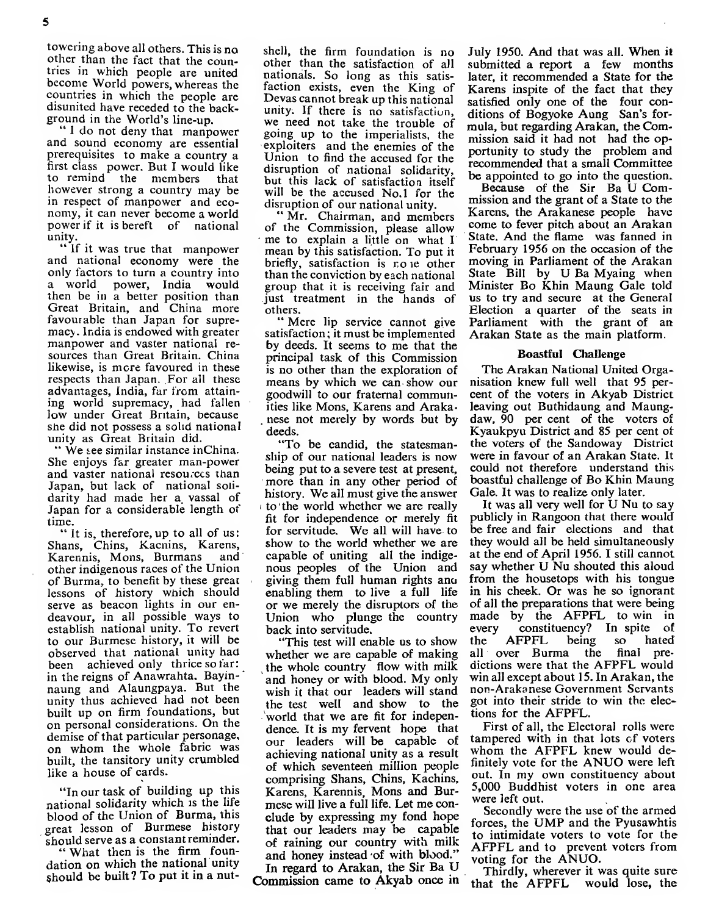towering above all others. This is no other than the fact that the countries in which people are united become World powers, whereas the countries in which the people are disunited have receded to the background in the World's line-up.

"I do not deny that manpower and sound economy are essential prerequisites to make a country a first class power. But I would like to remind the members that however strong a country may be in respect of manpower and economy, it can never become a world power if it is bereft of national unity.

"If it was true that manpower and national economy were the only factors to turn a country into a world power, India would then be in a better position than Great Britain, and China more favourable than Japan for supremacy. India is endowed with greater manpower and vaster national resources than Great Britain. China likewise, is more favoured in these respects than Japan. For all these advantages, India, far from attaining world supremacy, had fallen low under Great Britain, because she did not possess a solid national unity as Great Britain did.

"We see similar instance in China. She enjoys far greater man-power and vaster national resources than Japan, but lack of national solidarity had made her a vassal of Japan for a considerable length of time.

"It is, therefore, up to all of us: Shans, Chins, Kachins, Karens, Karennis, Mons, Burmans and other indigenous races of the Union of Burma, to benefit by these great lessons of history which should serve as beacon lights in our endeavour, in all possible ways to establish national unity. To revert to our Burmese history, it will be observed that national unity had been achieved only thrice so far: in the reigns of Anawrahta, Bayinnaung and Alaungpaya. But the unity thus achieved had not been built up on firm foundations, but on personal considerations. On the demise of that particular personage, on whom the whole fabric was built, the tansitory unity crumbled like a house of cards.

"In our task of building up this national solidarity which is the life blood of the Union of Burma, this great lesson of Burmese history should serve as a constant reminder.

"What then is the firm foundation on which the national unity should be built? To put it in a nutshell, the firm foundation is no other than the satisfaction of all nationals. So long as this satisfaction exists, even the King of Devas cannot break up this national unity. If there is no satisfaction, we need not take the trouble of going up to the imperialists, the exploiters and the enemies of the Union to find the accused for the disruption of national solidarity, but this lack of satisfaction itself will be the accused No.1 for the disruption of our national unity.

"Mr. Chairman, and members of the Commission, please allow me to explain a little on what I mean by this satisfaction. To put it briefly, satisfaction is none other than the conviction by each national group that it is receiving fair and just treatment in the hands of others.

"Mere lip service cannot give satisfaction; it must be implemented by deeds. It seems to me that the principal task of this Commission is no other than the exploration of means by which we can show our goodwill to our fraternal communities like Mons, Karens and Arakanese not merely by words but by deeds.

"To be candid, the statesmanship of our national leaders is now being put to a severe test at present, more than in any other period of history. We all must give the answer to the world whether we are really fit for independence or merely fit for servitude. We all will have to show to the world whether we are capable of uniting all the indigenous peoples of the Union and giving them full human rights and enabling them to live a full life or we merely the disruptors of the Union who plunge the country back into servitude.

"This test will enable us to show whether we are capable of making the whole country flow with milk and honey or with blood. My only wish it that our leaders will stand the test well and show to the world that we are fit for independence. It is my fervent hope that our leaders will be capable of achieving national unity as a result of which seventeen million people comprising Shans, Chins, Kachins, Karens, Karennis, Mons and Burmese will live a full life. Let me conclude by expressing my fond hope that our leaders may be capable of raining our country with milk and honey instead of with blood."

In regard to Arakan, the Sir Ba U Commission came to Akyab once in July 1950. And that was all. When it submitted a report a few months later, it recommended a State for the Karens inspite of the fact that they satisfied only one of the four conditions of Bogyoke Aung San's formula, but regarding Arakan, the Commission said it had not had the opportunity to study the problem and recommended that a small Committee be appointed to go into the question.

Because of the Sir Ba U Commission and the grant of a State to the Karens, the Arakanese people have come to fever pitch about an Arakan State. And the flame was fanned in February 1956 on the occasion of the moving in Parliament of the Arakan State Bill by U Ba Myaing when Minister Bo Khin Maung Gale told us to try and secure at the General Election a quarter of the seats in Parliament with the grant of an Arakan State as the main platform.

### Boastful Challenge

The Arakan National United Organisation knew full well that 95 percent of the voters in Akyab District leaving out Buthidaung and Maungdaw, 90 per cent of the voters of Kyaukpyu District and 85 per cent of the voters of the Sandoway District were in favour of an Arakan State. It could not therefore understand this boastful challenge of Bo Khin Maung Gale. It was to realize only later.

It was all very well for U Nu to say publicly in Rangoon that there would be free and fair elections and that they would all be held simultaneously at the end of April 1956. I still cannot say whether U Nu shouted this aloud from the housetops with his tongue in his cheek. Or was he so ignorant of all the preparations that were being made by the AFPFL to win in every constituency? In spite of the AFPFL being so hated all over Burma the final predictions were that the AFPFL would win all except about 15. In Arakan, the non-Arakanese Government Servants got into their stride to win the elections for the AFPFL.

First of all, the Electoral rolls were tampered with in that lots of voters whom the AFPFL knew would definitely vote for the ANUO were left out. In my own constituency about 5,000 Buddhist voters in one area were left out.

Secondly were the use of the armed forces, the UMP and the Pyusawhtis to intimidate voters to vote for the AFPFL and to prevent voters from voting for the ANUO.

Thirdly, wherever it was quite sure that the AFPFL would lose, the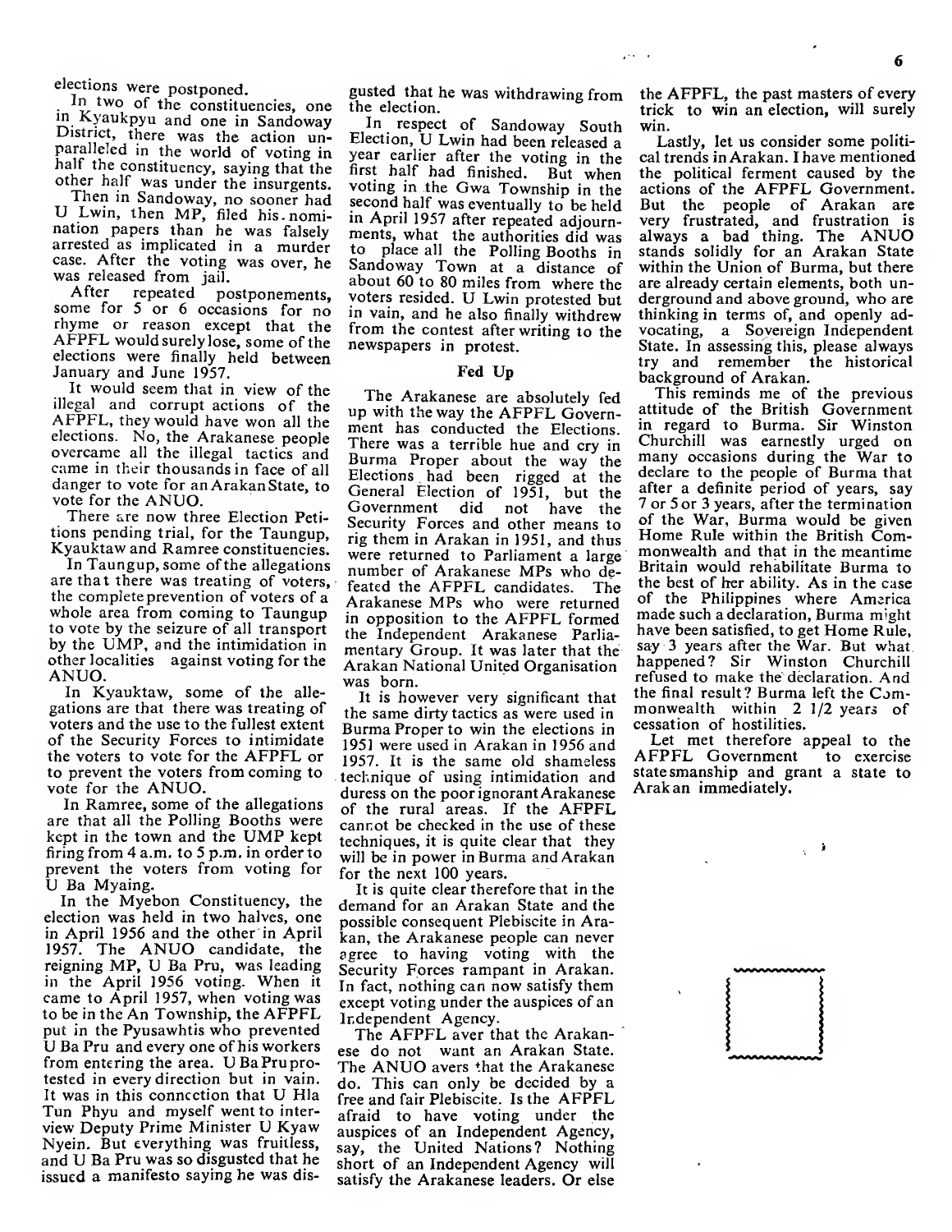elections were postponed.

In two of the constituencies, one in Kyaukpyu and one in Sandoway District, there was the action unparalleled in the world of voting in half the constituency, saying that the other half was under the insurgents.

Then in Sandoway, no sooner had U Lwin, then MP, filed his nomination papers than he was falsely arrested as implicated in a murder case. After the voting was over, he was released from jail.

After repeated postponements, some for 5 or 6 occasions for no rhyme or reason except that the AFPFL would surely lose, some of the elections were finally held between January and June 1957.

It would seem that in view of the illegal and corrupt actions of the AFPFL, they would have won all the elections. No, the Arakanese people overcame all the illegal tactics and came in their thousands in face of all danger to vote for an Arakan State, to vote for the ANUO.

There are now three Election Petitions pending trial, for the Taungup, Kyauktaw and Ramree constituencies.

In Taungup, some of the allegations are that there was treating of voters, the complete prevention of voters of a whole area from coming to Taungup to vote by the seizure of all transport by the UMP, and the intimidation in other localities against voting for the ANUO.

In Kyauktaw, some of the allegations are that there was treating of voters and the use to the fullest extent of the Security Forces to intimidate the voters to vote for the AFPFL or to prevent the voters from coming to vote for the ANUO.

In Ramree, some of the allegations are that all the Polling Booths were kept in the town and the UMP kept firing from 4 a.m. to 5 p.m. in order to prevent the voters from voting for U Ba Myaing.

In the Myebon Constituency, the election was held in two halves, one in April 1956 and the other in April 1957. The ANUO candidate, the reigning MP, U Ba Pru, was leading in the April 1956 voting. When it came to April 1957, when voting was to be in the An Township, the AFPFL put in the Pyusawhtis who prevented U Ba Pru and every one of his workers from entering the area. U Ba Pru protested in every direction but in vain. It was in this connection that U Hla Tun Phyu and myself went to interview Deputy Prime Minister U Kyaw Nyein. But everything was fruitless, and U Ba Pru was so disgusted that he issued a manifesto saying he was disgusted that he was withdrawing from the election.

In respect of Sandoway South Election, U Lwin had been released a year earlier after the voting in the first half had finished. But when voting in the Gwa Township in the second half was eventually to be held in April 1957 after repeated adjournments, what the authorities did was to place all the Polling Booths in Sandoway Town at a distance of about 60 to 80 miles from where the voters resided. U Lwin protested but in vain, and he also finally withdrew from the contest after writing to the newspapers in protest.

## Fed Up

The Arakanese are absolutely fed up with the way the AFPFL Government has conducted the Elections. There was a terrible hue and cry in Burma Proper about the way the Elections had been rigged at the General Election of 1951, but the Government did not have the Security Forces and other means to rig them in Arakan in 1951, and thus were returned to Parliament a large number of Arakanese MPs who defeated the AFPFL candidates. The Arakanese MPs who were returned in opposition to the AFPFL formed the Independent Arakanese Parliamentary Group. It was later that the Arakan National United Organisation was born.

It is however very significant that the same dirty tactics as were used in Burma Proper to win the elections in 1951 were used in Arakan in 1956 and 1957. It is the same old shameless technique of using intimidation and duress on the poor ignorant Arakanese of the rural areas. If the AFPFL cannot be checked in the use of these techniques, it is quite clear that they will be in power in Burma and Arakan for the next 100 years.

It is quite clear therefore that in the demand for an Arakan State and the possible consequent Plebiscite in Arakan, the Arakanese people can never agree to having voting with the Security Forces rampant in Arakan. In fact, nothing can now satisfy them except voting under the auspices of an Independent Agency.

The AFPFL aver that the Arakanese do not want an Arakan State. The ANUO avers that the Arakanese do. This can only be decided by a free and fair Plebiscite. Is the AFPFL afraid to have voting under the auspices of an Independent Agency, say, the United Nations? Nothing short of an Independent Agency will satisfy the Arakanese leaders. Or else the AFPFL, the past masters of every trick to win an election, will surely win.

Lastly, let us consider some political trends in Arakan. I have mentioned the political ferment caused by the actions of the AFPFL Government. But the people of Arakan are very frustrated, and frustration is always a bad thing. The ANUO stands solidly for an Arakan State within the Union of Burma, but there are already certain elements, both underground and above ground, who are thinking in terms of, and openly advocating, a Sovereign Independent State. In assessing this, please always try and remember the historical background of Arakan.

This reminds me of the previous attitude of the British Government in regard to Burma. Sir Winston Churchill was earnestly urged on many occasions during the War to declare to the people of Burma that after a definite period of years, say 7 or 5 or 3 years, after the termination of the War, Burma would be given Home Rule within the British Commonwealth and that in the meantime Britain would rehabilitate Burma to the best of her ability. As in the case of the Philippines where America made such a declaration, Burma might have been satisfied, to get Home Rule, say 3 years after the War. But what happened? Sir Winston Churchill refused to make the declaration. And the final result? Burma left the Commonwealth within 2 1/2 years of cessation of hostilities.

Let met therefore appeal to the AFPFL Government to exercise statesmanship and grant a state to Arakan immediately.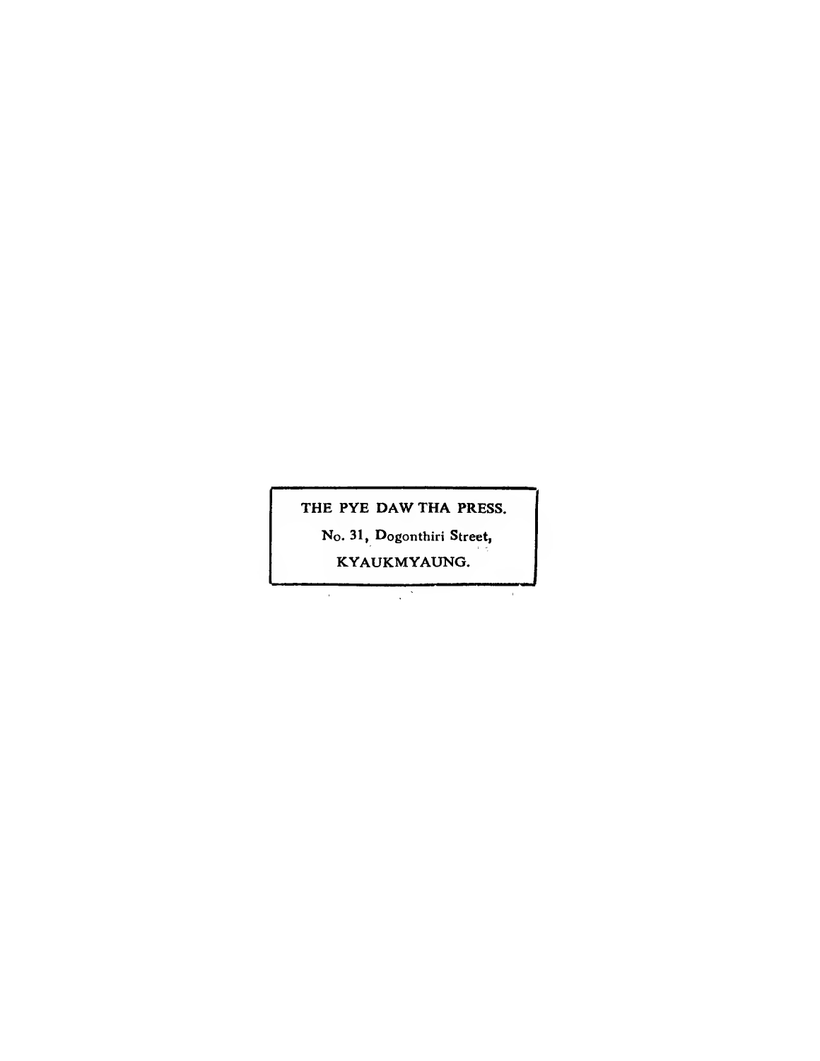THE PYE DAW THA PRESS.

No. 31, Dogonthiri Street,

KYAUKMYAUNG.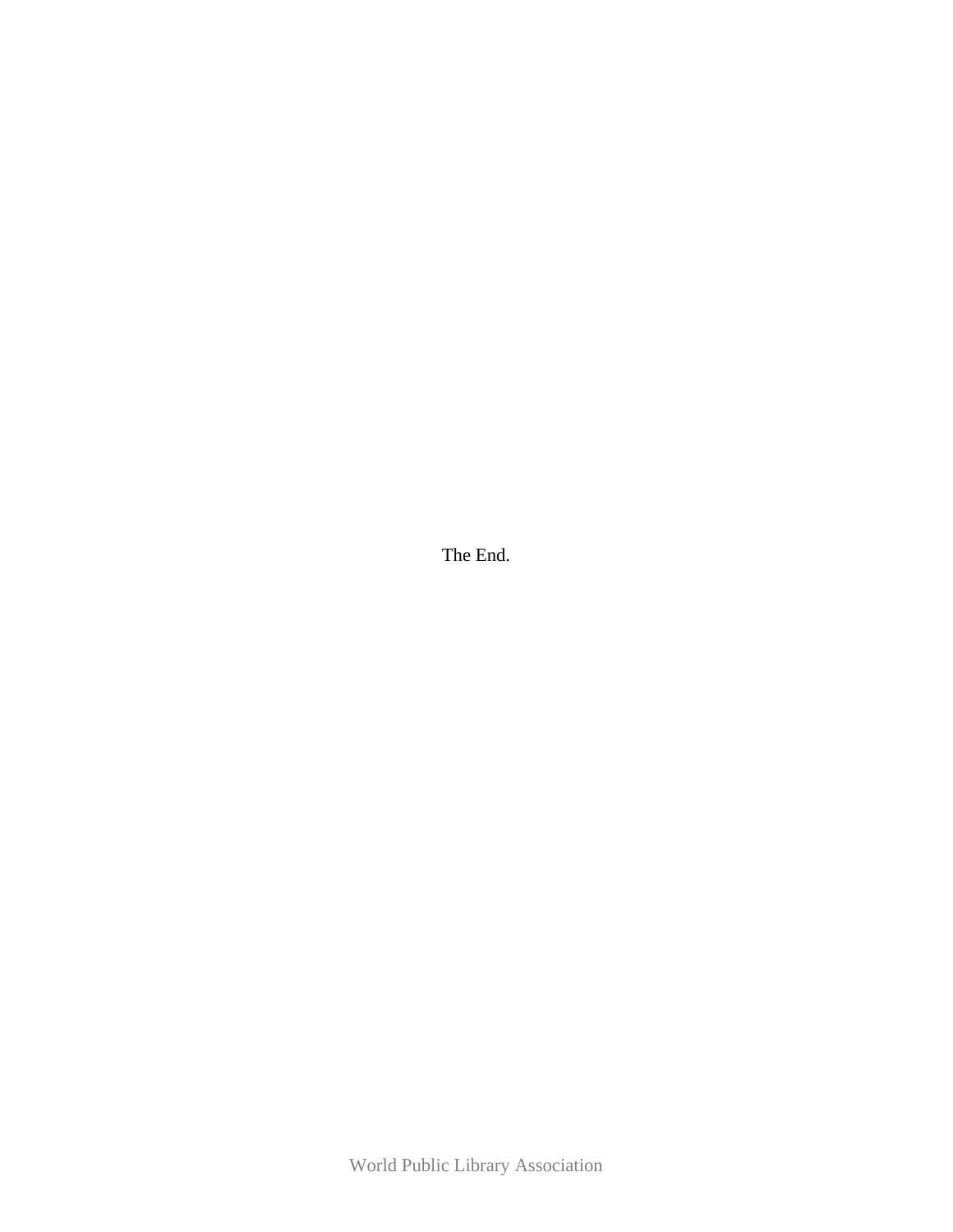The End.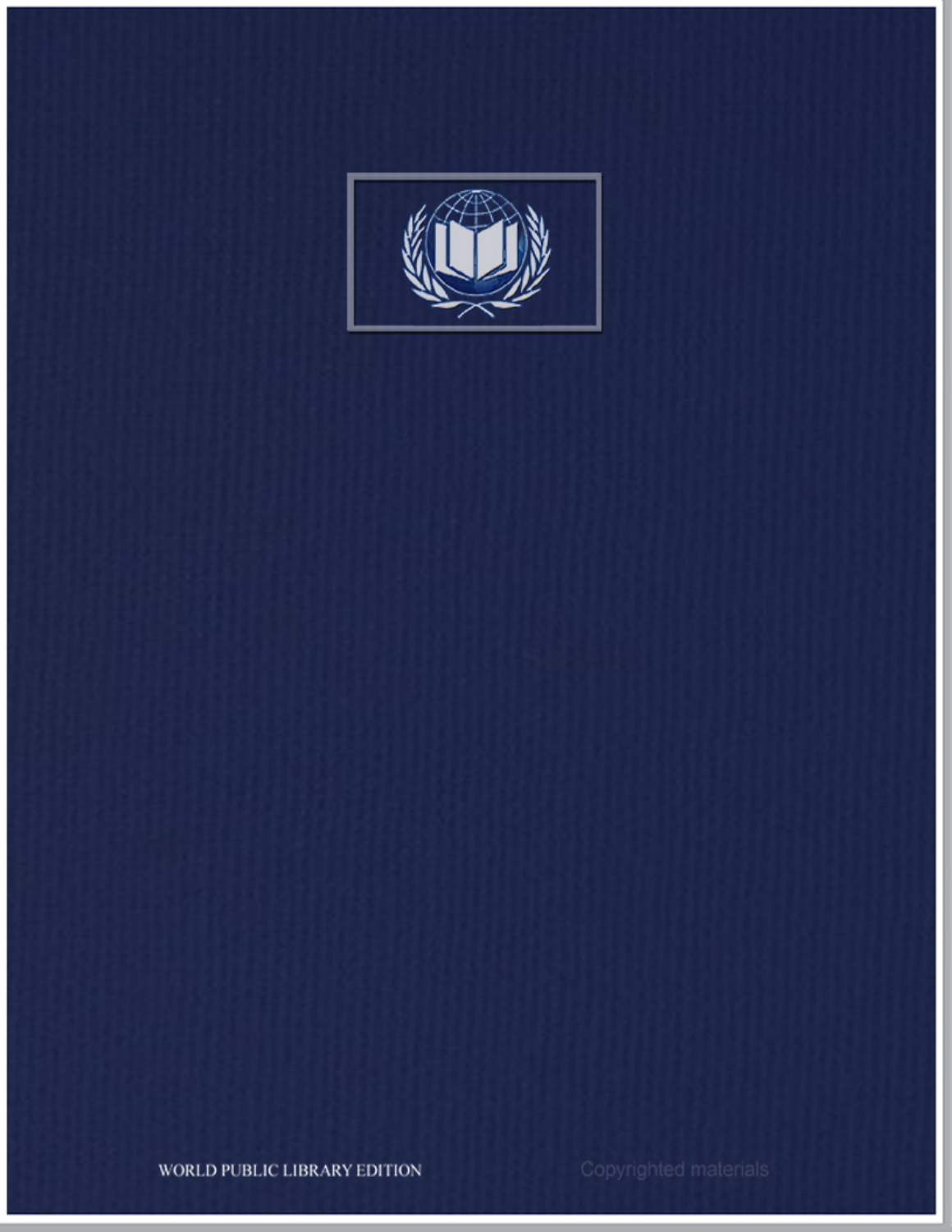WORLD PUBLIC LIBRARY EDITION

Copyrighted materials